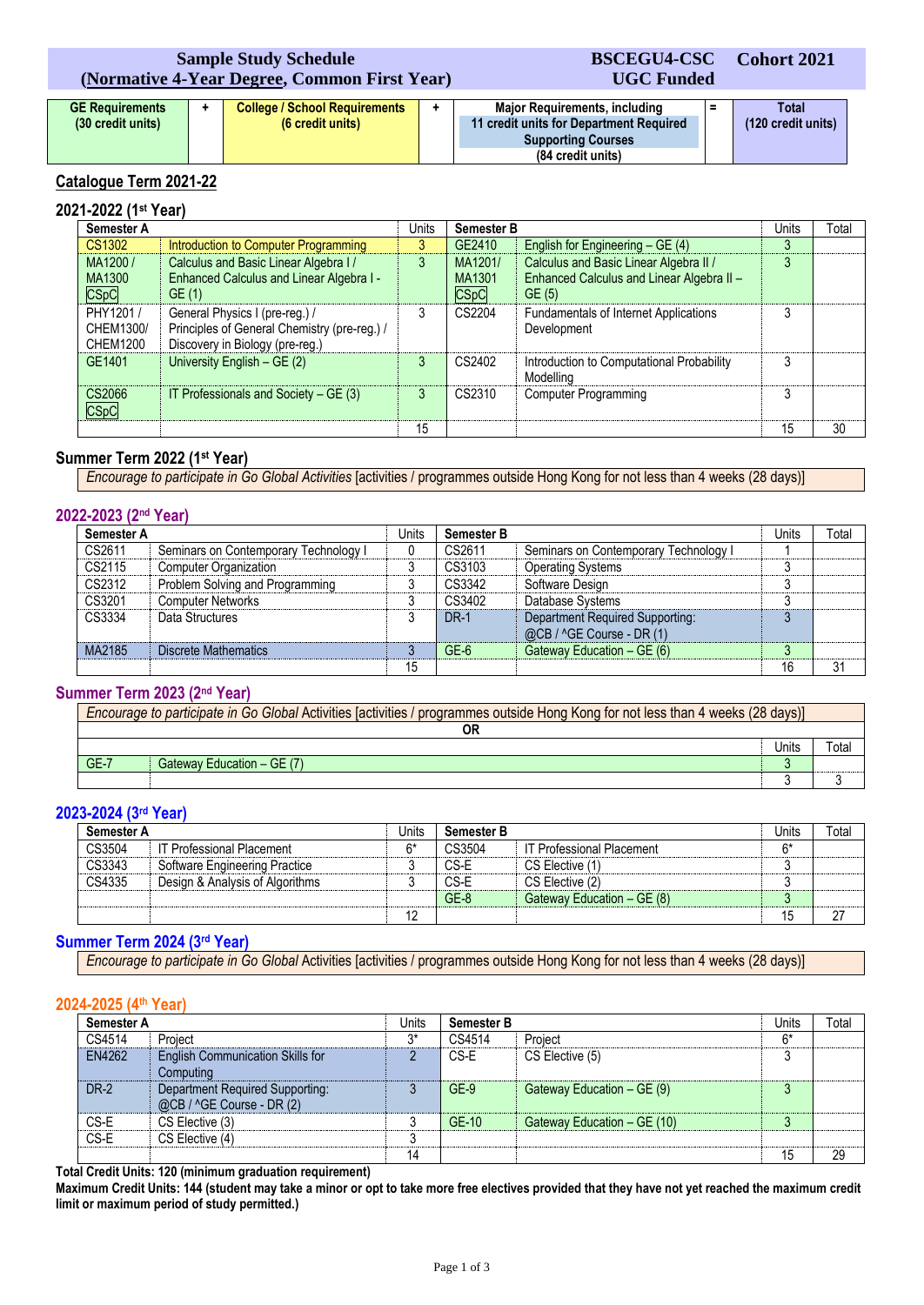**Sample Study Schedule (Normative 4-Year Degree, Common First Year)** | **BSCEGU4-CSC UGC Funded** | **Cohort 2021**

| GE Requirements (30 credit units) | + | College / School Requirements (6 credit units) | + | Major Requirements, including 11 credit units for Department Required Supporting Courses (84 credit units) | = | Total (120 credit units) |
|---|---|---|---|---|---|---|

## Catalogue Term 2021-22

### 2021-2022 (1st Year)

| Semester A | | Units | Semester B | | Units | Total |
|---|---|---|---|---|---|---|
| CS1302 | Introduction to Computer Programming | 3 | GE2410 | English for Engineering – GE (4) | 3 | |
| MA1200 / MA1300 CSpC | Calculus and Basic Linear Algebra I / Enhanced Calculus and Linear Algebra I - GE (1) | 3 | MA1201/ MA1301 CSpC | Calculus and Basic Linear Algebra II / Enhanced Calculus and Linear Algebra II – GE (5) | 3 | |
| PHY1201 / CHEM1300/ CHEM1200 | General Physics I (pre-reg.) / Principles of General Chemistry (pre-reg.) / Discovery in Biology (pre-reg.) | 3 | CS2204 | Fundamentals of Internet Applications Development | 3 | |
| GE1401 | University English – GE (2) | 3 | CS2402 | Introduction to Computational Probability Modelling | 3 | |
| CS2066 CSpC | IT Professionals and Society – GE (3) | 3 | CS2310 | Computer Programming | 3 | |
| | | 15 | | | 15 | 30 |

### Summer Term 2022 (1st Year)

*Encourage to participate in Go Global Activities* [activities / programmes outside Hong Kong for not less than 4 weeks (28 days)]

### 2022-2023 (2nd Year)

| Semester A | | Units | Semester B | | Units | Total |
|---|---|---|---|---|---|---|
| CS2611 | Seminars on Contemporary Technology I | 0 | CS2611 | Seminars on Contemporary Technology I | 1 | |
| CS2115 | Computer Organization | 3 | CS3103 | Operating Systems | 3 | |
| CS2312 | Problem Solving and Programming | 3 | CS3342 | Software Design | 3 | |
| CS3201 | Computer Networks | 3 | CS3402 | Database Systems | 3 | |
| CS3334 | Data Structures | 3 | DR-1 | Department Required Supporting: @CB / ^GE Course - DR (1) | 3 | |
| MA2185 | Discrete Mathematics | 3 | GE-6 | Gateway Education – GE (6) | 3 | |
| | | 15 | | | 16 | 31 |

### Summer Term 2023 (2nd Year)

*Encourage to participate in Go Global Activities* [activities / programmes outside Hong Kong for not less than 4 weeks (28 days)]

**OR**

| | | Units | Total |
|---|---|---|---|
| GE-7 | Gateway Education – GE (7) | 3 | |
| | | 3 | 3 |

### 2023-2024 (3rd Year)

| Semester A | | Units | Semester B | | Units | Total |
|---|---|---|---|---|---|---|
| CS3504 | IT Professional Placement | 6* | CS3504 | IT Professional Placement | 6* | |
| CS3343 | Software Engineering Practice | 3 | CS-E | CS Elective (1) | 3 | |
| CS4335 | Design & Analysis of Algorithms | 3 | CS-E | CS Elective (2) | 3 | |
| | | | GE-8 | Gateway Education – GE (8) | 3 | |
| | | 12 | | | 15 | 27 |

### Summer Term 2024 (3rd Year)

*Encourage to participate in Go Global Activities* [activities / programmes outside Hong Kong for not less than 4 weeks (28 days)]

### 2024-2025 (4th Year)

| Semester A | | Units | Semester B | | Units | Total |
|---|---|---|---|---|---|---|
| CS4514 | Project | 3* | CS4514 | Project | 6* | |
| EN4262 | English Communication Skills for Computing | 2 | CS-E | CS Elective (5) | 3 | |
| DR-2 | Department Required Supporting: @CB / ^GE Course - DR (2) | 3 | GE-9 | Gateway Education – GE (9) | 3 | |
| CS-E | CS Elective (3) | 3 | GE-10 | Gateway Education – GE (10) | 3 | |
| CS-E | CS Elective (4) | 3 | | | | |
| | | 14 | | | 15 | 29 |

**Total Credit Units: 120 (minimum graduation requirement)**

**Maximum Credit Units: 144 (student may take a minor or opt to take more free electives provided that they have not yet reached the maximum credit limit or maximum period of study permitted.)**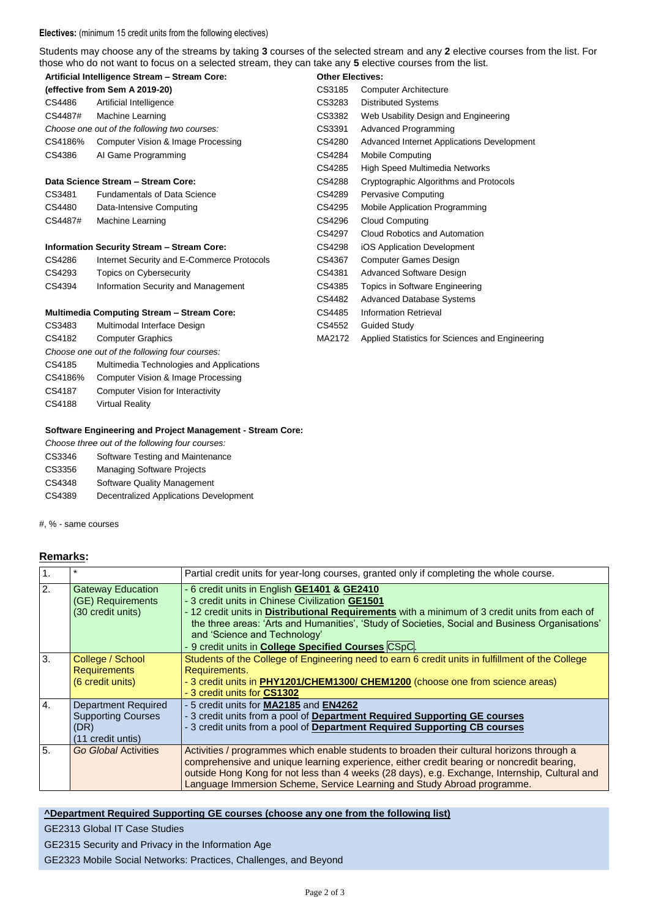**Electives:** (minimum 15 credit units from the following electives)

Students may choose any of the streams by taking **3** courses of the selected stream and any **2** elective courses from the list. For those who do not want to focus on a selected stream, they can take any **5** elective courses from the list.

**Artificial Intelligence Stream – Stream Core:**
**(effective from Sem A 2019-20)**

| | |
|---|---|
| CS4486 | Artificial Intelligence |
| CS4487# | Machine Learning |
| *Choose one out of the following two courses:* | |
| CS4186% | Computer Vision & Image Processing |
| CS4386 | AI Game Programming |

**Data Science Stream – Stream Core:**

| | |
|---|---|
| CS3481 | Fundamentals of Data Science |
| CS4480 | Data-Intensive Computing |
| CS4487# | Machine Learning |

**Information Security Stream – Stream Core:**

| | |
|---|---|
| CS4286 | Internet Security and E-Commerce Protocols |
| CS4293 | Topics on Cybersecurity |
| CS4394 | Information Security and Management |

**Multimedia Computing Stream – Stream Core:**

| | |
|---|---|
| CS3483 | Multimodal Interface Design |
| CS4182 | Computer Graphics |
| *Choose one out of the following four courses:* | |
| CS4185 | Multimedia Technologies and Applications |
| CS4186% | Computer Vision & Image Processing |
| CS4187 | Computer Vision for Interactivity |
| CS4188 | Virtual Reality |

**Software Engineering and Project Management - Stream Core:**

*Choose three out of the following four courses:*

| | |
|---|---|
| CS3346 | Software Testing and Maintenance |
| CS3356 | Managing Software Projects |
| CS4348 | Software Quality Management |
| CS4389 | Decentralized Applications Development |

#, % - same courses

**Other Electives:**

| | |
|---|---|
| CS3185 | Computer Architecture |
| CS3283 | Distributed Systems |
| CS3382 | Web Usability Design and Engineering |
| CS3391 | Advanced Programming |
| CS4280 | Advanced Internet Applications Development |
| CS4284 | Mobile Computing |
| CS4285 | High Speed Multimedia Networks |
| CS4288 | Cryptographic Algorithms and Protocols |
| CS4289 | Pervasive Computing |
| CS4295 | Mobile Application Programming |
| CS4296 | Cloud Computing |
| CS4297 | Cloud Robotics and Automation |
| CS4298 | iOS Application Development |
| CS4367 | Computer Games Design |
| CS4381 | Advanced Software Design |
| CS4385 | Topics in Software Engineering |
| CS4482 | Advanced Database Systems |
| CS4485 | Information Retrieval |
| CS4552 | Guided Study |
| MA2172 | Applied Statistics for Sciences and Engineering |

## Remarks:

| | | |
|---|---|---|
| 1. | * | Partial credit units for year-long courses, granted only if completing the whole course. |
| 2. | Gateway Education (GE) Requirements (30 credit units) | - 6 credit units in English **GE1401** & **GE2410**<br>- 3 credit units in Chinese Civilization **GE1501**<br>- 12 credit units in **Distributional Requirements** with a minimum of 3 credit units from each of the three areas: 'Arts and Humanities', 'Study of Societies, Social and Business Organisations' and 'Science and Technology'<br>- 9 credit units in **College Specified Courses** CSpC. |
| 3. | College / School Requirements (6 credit units) | Students of the College of Engineering need to earn 6 credit units in fulfillment of the College Requirements.<br>- 3 credit units in **PHY1201/CHEM1300/ CHEM1200** (choose one from science areas)<br>- 3 credit units for **CS1302** |
| 4. | Department Required Supporting Courses (DR) (11 credit untis) | - 5 credit units for **MA2185** and **EN4262**<br>- 3 credit units from a pool of **Department Required Supporting GE courses**<br>- 3 credit units from a pool of **Department Required Supporting CB courses** |
| 5. | *Go Global* Activities | Activities / programmes which enable students to broaden their cultural horizons through a comprehensive and unique learning experience, either credit bearing or noncredit bearing, outside Hong Kong for not less than 4 weeks (28 days), e.g. Exchange, Internship, Cultural and Language Immersion Scheme, Service Learning and Study Abroad programme. |

**^Department Required Supporting GE courses (choose any one from the following list)**

GE2313 Global IT Case Studies

GE2315 Security and Privacy in the Information Age

GE2323 Mobile Social Networks: Practices, Challenges, and Beyond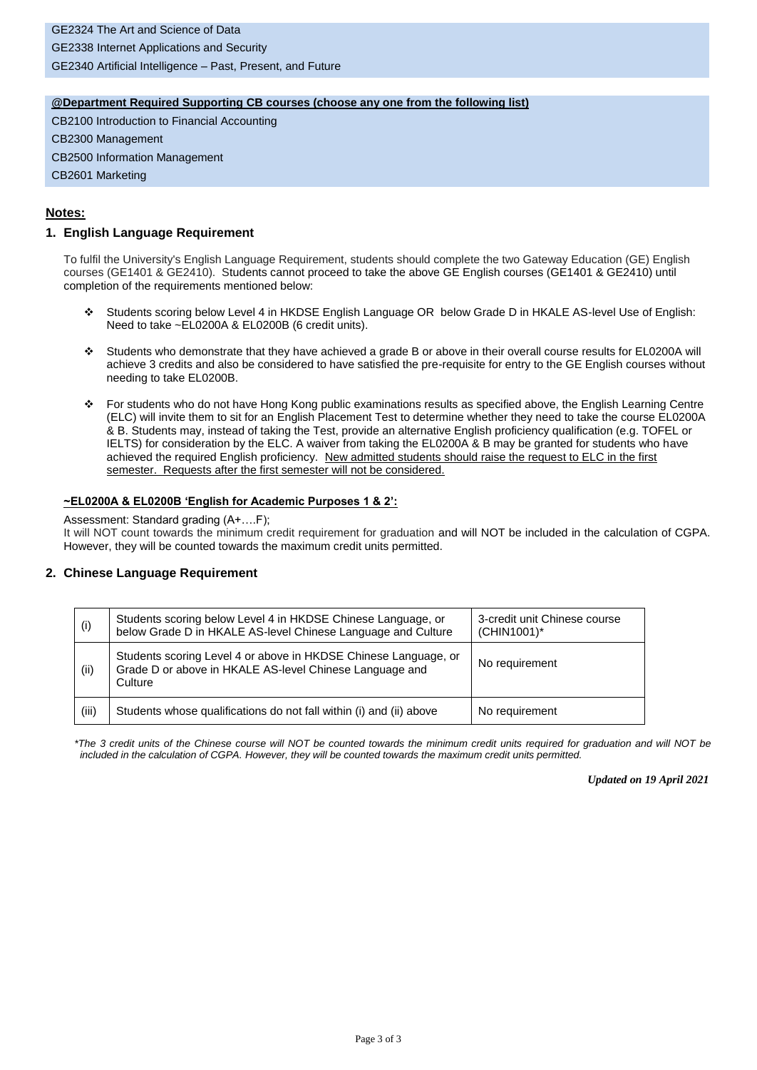GE2324 The Art and Science of Data

GE2338 Internet Applications and Security

GE2340 Artificial Intelligence – Past, Present, and Future

**@Department Required Supporting CB courses (choose any one from the following list)**

CB2100 Introduction to Financial Accounting

CB2300 Management

CB2500 Information Management

CB2601 Marketing

## Notes:

### 1. English Language Requirement

To fulfil the University's English Language Requirement, students should complete the two Gateway Education (GE) English courses (GE1401 & GE2410). Students cannot proceed to take the above GE English courses (GE1401 & GE2410) until completion of the requirements mentioned below:

- Students scoring below Level 4 in HKDSE English Language OR below Grade D in HKALE AS-level Use of English: Need to take ~EL0200A & EL0200B (6 credit units).
- Students who demonstrate that they have achieved a grade B or above in their overall course results for EL0200A will achieve 3 credits and also be considered to have satisfied the pre-requisite for entry to the GE English courses without needing to take EL0200B.
- For students who do not have Hong Kong public examinations results as specified above, the English Learning Centre (ELC) will invite them to sit for an English Placement Test to determine whether they need to take the course EL0200A & B. Students may, instead of taking the Test, provide an alternative English proficiency qualification (e.g. TOFEL or IELTS) for consideration by the ELC. A waiver from taking the EL0200A & B may be granted for students who have achieved the required English proficiency. New admitted students should raise the request to ELC in the first semester. Requests after the first semester will not be considered.

**~EL0200A & EL0200B 'English for Academic Purposes 1 & 2':**

Assessment: Standard grading (A+….F);
It will NOT count towards the minimum credit requirement for graduation and will NOT be included in the calculation of CGPA. However, they will be counted towards the maximum credit units permitted.

### 2. Chinese Language Requirement

| | | |
|---|---|---|
| (i) | Students scoring below Level 4 in HKDSE Chinese Language, or below Grade D in HKALE AS-level Chinese Language and Culture | 3-credit unit Chinese course (CHIN1001)* |
| (ii) | Students scoring Level 4 or above in HKDSE Chinese Language, or Grade D or above in HKALE AS-level Chinese Language and Culture | No requirement |
| (iii) | Students whose qualifications do not fall within (i) and (ii) above | No requirement |

*\*The 3 credit units of the Chinese course will NOT be counted towards the minimum credit units required for graduation and will NOT be included in the calculation of CGPA. However, they will be counted towards the maximum credit units permitted.*

***Updated on 19 April 2021***